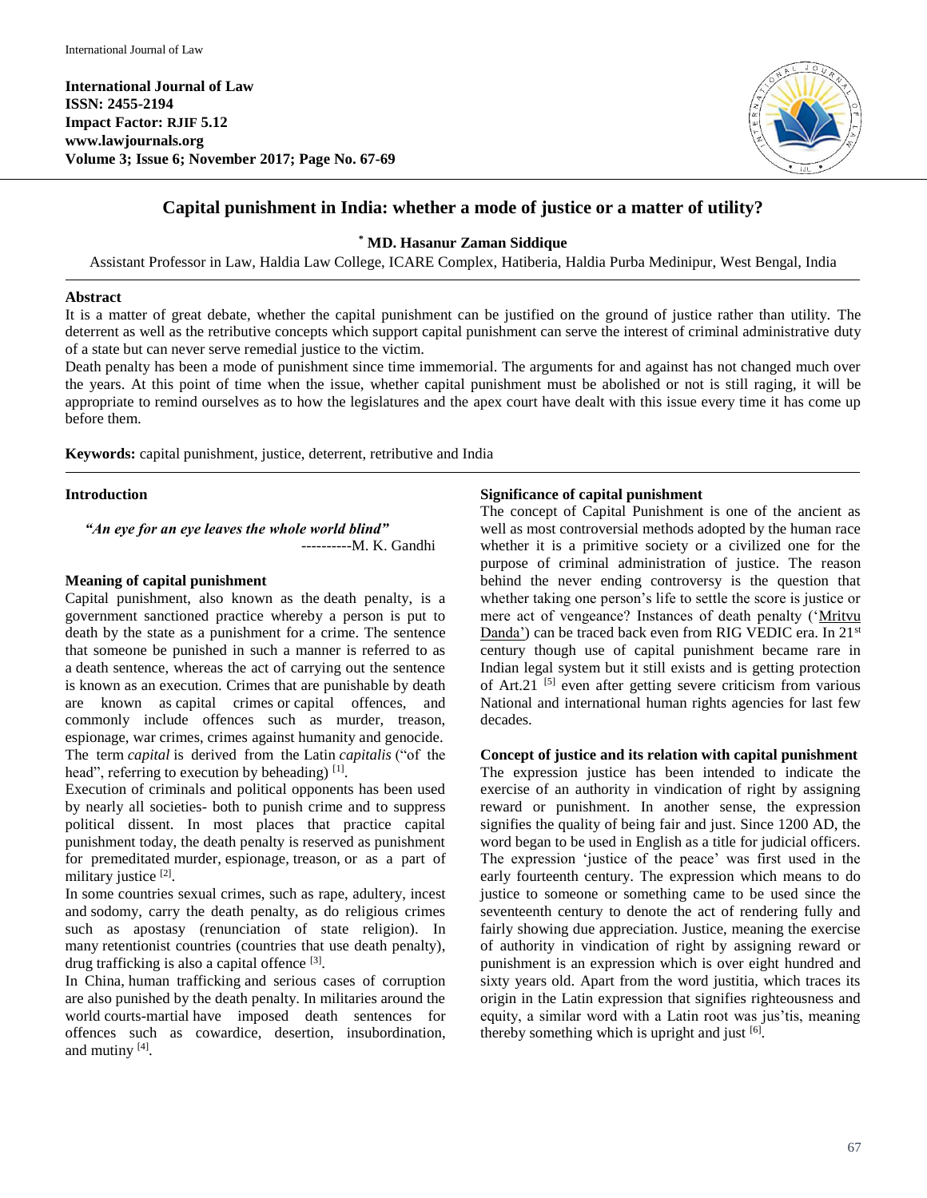**International Journal of Law**
**ISSN: 2455-2194**
**Impact Factor: RJIF 5.12**
**www.lawjournals.org**
**Volume 3; Issue 6; November 2017; Page No. 67-69**

# Capital punishment in India: whether a mode of justice or a matter of utility?

**[*] MD. Hasanur Zaman Siddique**

Assistant Professor in Law, Haldia Law College, ICARE Complex, Hatiberia, Haldia Purba Medinipur, West Bengal, India

## Abstract

It is a matter of great debate, whether the capital punishment can be justified on the ground of justice rather than utility. The deterrent as well as the retributive concepts which support capital punishment can serve the interest of criminal administrative duty of a state but can never serve remedial justice to the victim.

Death penalty has been a mode of punishment since time immemorial. The arguments for and against has not changed much over the years. At this point of time when the issue, whether capital punishment must be abolished or not is still raging, it will be appropriate to remind ourselves as to how the legislatures and the apex court have dealt with this issue every time it has come up before them.

**Keywords:** capital punishment, justice, deterrent, retributive and India

## Introduction

*"An eye for an eye leaves the whole world blind"*
----------M. K. Gandhi

### Meaning of capital punishment

Capital punishment, also known as the death penalty, is a government sanctioned practice whereby a person is put to death by the state as a punishment for a crime. The sentence that someone be punished in such a manner is referred to as a death sentence, whereas the act of carrying out the sentence is known as an execution. Crimes that are punishable by death are known as capital crimes or capital offences, and commonly include offences such as murder, treason, espionage, war crimes, crimes against humanity and genocide. The term *capital* is derived from the Latin *capitalis* ("of the head", referring to execution by beheading) [1].

Execution of criminals and political opponents has been used by nearly all societies- both to punish crime and to suppress political dissent. In most places that practice capital punishment today, the death penalty is reserved as punishment for premeditated murder, espionage, treason, or as a part of military justice [2].

In some countries sexual crimes, such as rape, adultery, incest and sodomy, carry the death penalty, as do religious crimes such as apostasy (renunciation of state religion). In many retentionist countries (countries that use death penalty), drug trafficking is also a capital offence [3].

In China, human trafficking and serious cases of corruption are also punished by the death penalty. In militaries around the world courts-martial have imposed death sentences for offences such as cowardice, desertion, insubordination, and mutiny [4].

### Significance of capital punishment

The concept of Capital Punishment is one of the ancient as well as most controversial methods adopted by the human race whether it is a primitive society or a civilized one for the purpose of criminal administration of justice. The reason behind the never ending controversy is the question that whether taking one person's life to settle the score is justice or mere act of vengeance? Instances of death penalty ('Mritvu Danda') can be traced back even from RIG VEDIC era. In 21st century though use of capital punishment became rare in Indian legal system but it still exists and is getting protection of Art.21 [5] even after getting severe criticism from various National and international human rights agencies for last few decades.

### Concept of justice and its relation with capital punishment

The expression justice has been intended to indicate the exercise of an authority in vindication of right by assigning reward or punishment. In another sense, the expression signifies the quality of being fair and just. Since 1200 AD, the word began to be used in English as a title for judicial officers. The expression 'justice of the peace' was first used in the early fourteenth century. The expression which means to do justice to someone or something came to be used since the seventeenth century to denote the act of rendering fully and fairly showing due appreciation. Justice, meaning the exercise of authority in vindication of right by assigning reward or punishment is an expression which is over eight hundred and sixty years old. Apart from the word justitia, which traces its origin in the Latin expression that signifies righteousness and equity, a similar word with a Latin root was jus'tis, meaning thereby something which is upright and just [6].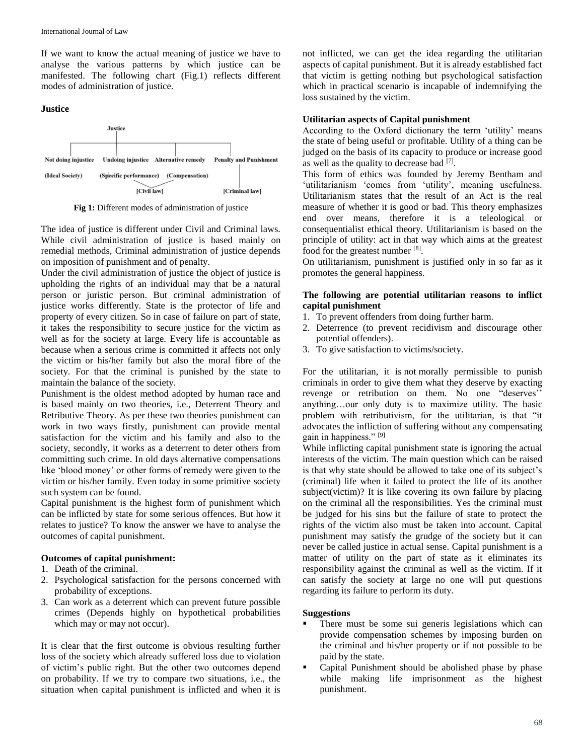If we want to know the actual meaning of justice we have to analyse the various patterns by which justice can be manifested. The following chart (Fig.1) reflects different modes of administration of justice.

**Justice**

**Fig 1:** Different modes of administration of justice

The idea of justice is different under Civil and Criminal laws. While civil administration of justice is based mainly on remedial methods, Criminal administration of justice depends on imposition of punishment and of penalty.

Under the civil administration of justice the object of justice is upholding the rights of an individual may that be a natural person or juristic person. But criminal administration of justice works differently. State is the protector of life and property of every citizen. So in case of failure on part of state, it takes the responsibility to secure justice for the victim as well as for the society at large. Every life is accountable as because when a serious crime is committed it affects not only the victim or his/her family but also the moral fibre of the society. For that the criminal is punished by the state to maintain the balance of the society.

Punishment is the oldest method adopted by human race and is based mainly on two theories, i.e., Deterrent Theory and Retributive Theory. As per these two theories punishment can work in two ways firstly, punishment can provide mental satisfaction for the victim and his family and also to the society, secondly, it works as a deterrent to deter others from committing such crime. In old days alternative compensations like 'blood money' or other forms of remedy were given to the victim or his/her family. Even today in some primitive society such system can be found.

Capital punishment is the highest form of punishment which can be inflicted by state for some serious offences. But how it relates to justice? To know the answer we have to analyse the outcomes of capital punishment.

**Outcomes of capital punishment:**

1. Death of the criminal.
2. Psychological satisfaction for the persons concerned with probability of exceptions.
3. Can work as a deterrent which can prevent future possible crimes (Depends highly on hypothetical probabilities which may or may not occur).

It is clear that the first outcome is obvious resulting further loss of the society which already suffered loss due to violation of victim's public right. But the other two outcomes depend on probability. If we try to compare two situations, i.e., the situation when capital punishment is inflicted and when it is not inflicted, we can get the idea regarding the utilitarian aspects of capital punishment. But it is already established fact that victim is getting nothing but psychological satisfaction which in practical scenario is incapable of indemnifying the loss sustained by the victim.

**Utilitarian aspects of Capital punishment**

According to the Oxford dictionary the term 'utility' means the state of being useful or profitable. Utility of a thing can be judged on the basis of its capacity to produce or increase good as well as the quality to decrease bad [7].

This form of ethics was founded by Jeremy Bentham and 'utilitarianism 'comes from 'utility', meaning usefulness. Utilitarianism states that the result of an Act is the real measure of whether it is good or bad. This theory emphasizes end over means, therefore it is a teleological or consequentialist ethical theory. Utilitarianism is based on the principle of utility: act in that way which aims at the greatest food for the greatest number [8].

On utilitarianism, punishment is justified only in so far as it promotes the general happiness.

**The following are potential utilitarian reasons to inflict capital punishment**

1. To prevent offenders from doing further harm.
2. Deterrence (to prevent recidivism and discourage other potential offenders).
3. To give satisfaction to victims/society.

For the utilitarian, it is not morally permissible to punish criminals in order to give them what they deserve by exacting revenge or retribution on them. No one "deserves'' anything…our only duty is to maximize utility. The basic problem with retributivism, for the utilitarian, is that "it advocates the infliction of suffering without any compensating gain in happiness." [9]

While inflicting capital punishment state is ignoring the actual interests of the victim. The main question which can be raised is that why state should be allowed to take one of its subject's (criminal) life when it failed to protect the life of its another subject(victim)? It is like covering its own failure by placing on the criminal all the responsibilities. Yes the criminal must be judged for his sins but the failure of state to protect the rights of the victim also must be taken into account. Capital punishment may satisfy the grudge of the society but it can never be called justice in actual sense. Capital punishment is a matter of utility on the part of state as it eliminates its responsibility against the criminal as well as the victim. If it can satisfy the society at large no one will put questions regarding its failure to perform its duty.

**Suggestions**

- There must be some sui generis legislations which can provide compensation schemes by imposing burden on the criminal and his/her property or if not possible to be paid by the state.
- Capital Punishment should be abolished phase by phase while making life imprisonment as the highest punishment.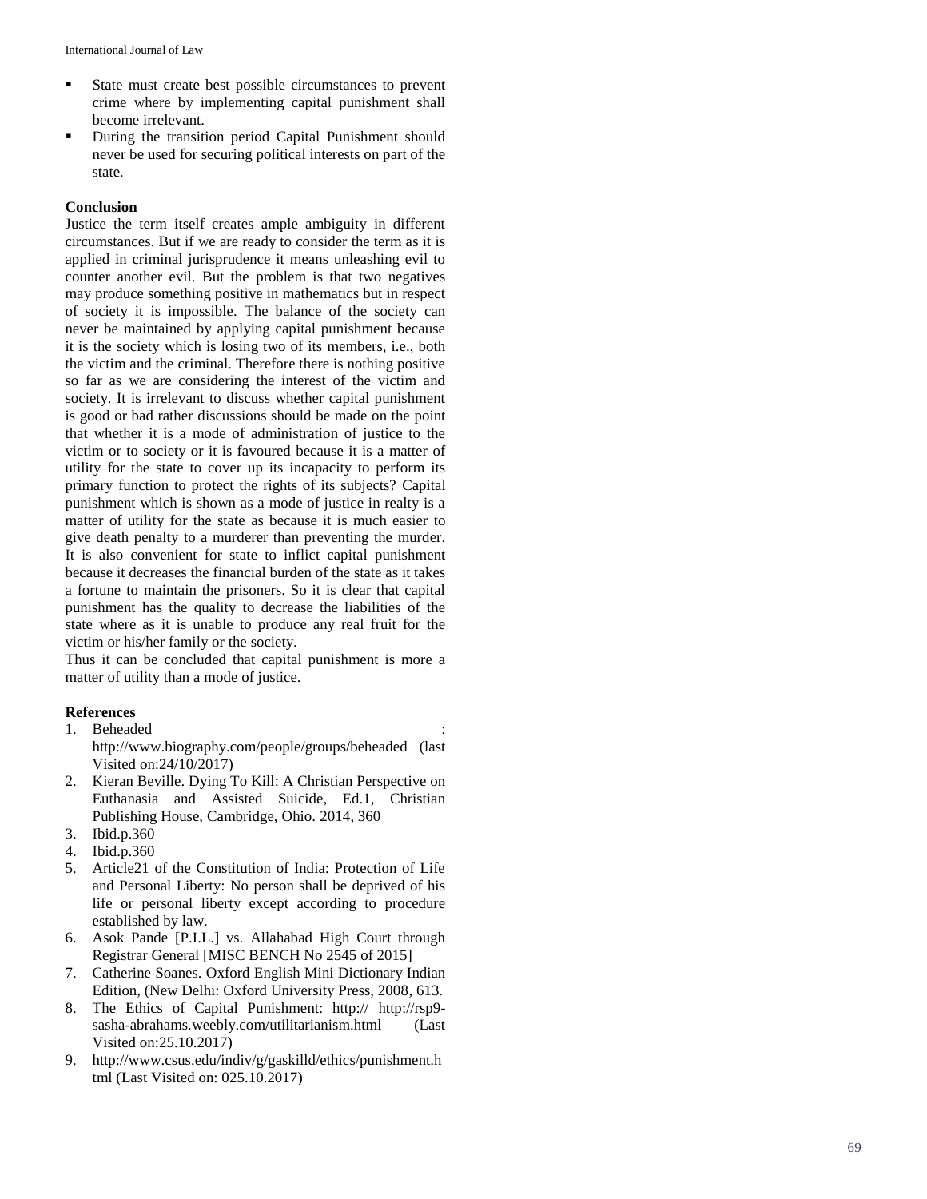- State must create best possible circumstances to prevent crime where by implementing capital punishment shall become irrelevant.
- During the transition period Capital Punishment should never be used for securing political interests on part of the state.

## Conclusion

Justice the term itself creates ample ambiguity in different circumstances. But if we are ready to consider the term as it is applied in criminal jurisprudence it means unleashing evil to counter another evil. But the problem is that two negatives may produce something positive in mathematics but in respect of society it is impossible. The balance of the society can never be maintained by applying capital punishment because it is the society which is losing two of its members, i.e., both the victim and the criminal. Therefore there is nothing positive so far as we are considering the interest of the victim and society. It is irrelevant to discuss whether capital punishment is good or bad rather discussions should be made on the point that whether it is a mode of administration of justice to the victim or to society or it is favoured because it is a matter of utility for the state to cover up its incapacity to perform its primary function to protect the rights of its subjects? Capital punishment which is shown as a mode of justice in realty is a matter of utility for the state as because it is much easier to give death penalty to a murderer than preventing the murder. It is also convenient for state to inflict capital punishment because it decreases the financial burden of the state as it takes a fortune to maintain the prisoners. So it is clear that capital punishment has the quality to decrease the liabilities of the state where as it is unable to produce any real fruit for the victim or his/her family or the society.

Thus it can be concluded that capital punishment is more a matter of utility than a mode of justice.

## References

1. Beheaded : http://www.biography.com/people/groups/beheaded (last Visited on:24/10/2017)
2. Kieran Beville. Dying To Kill: A Christian Perspective on Euthanasia and Assisted Suicide, Ed.1, Christian Publishing House, Cambridge, Ohio. 2014, 360
3. Ibid.p.360
4. Ibid.p.360
5. Article21 of the Constitution of India: Protection of Life and Personal Liberty: No person shall be deprived of his life or personal liberty except according to procedure established by law.
6. Asok Pande [P.I.L.] vs. Allahabad High Court through Registrar General [MISC BENCH No 2545 of 2015]
7. Catherine Soanes. Oxford English Mini Dictionary Indian Edition, (New Delhi: Oxford University Press, 2008, 613.
8. The Ethics of Capital Punishment: http:// http://rsp9-sasha-abrahams.weebly.com/utilitarianism.html (Last Visited on:25.10.2017)
9. http://www.csus.edu/indiv/g/gaskilld/ethics/punishment.html (Last Visited on: 025.10.2017)